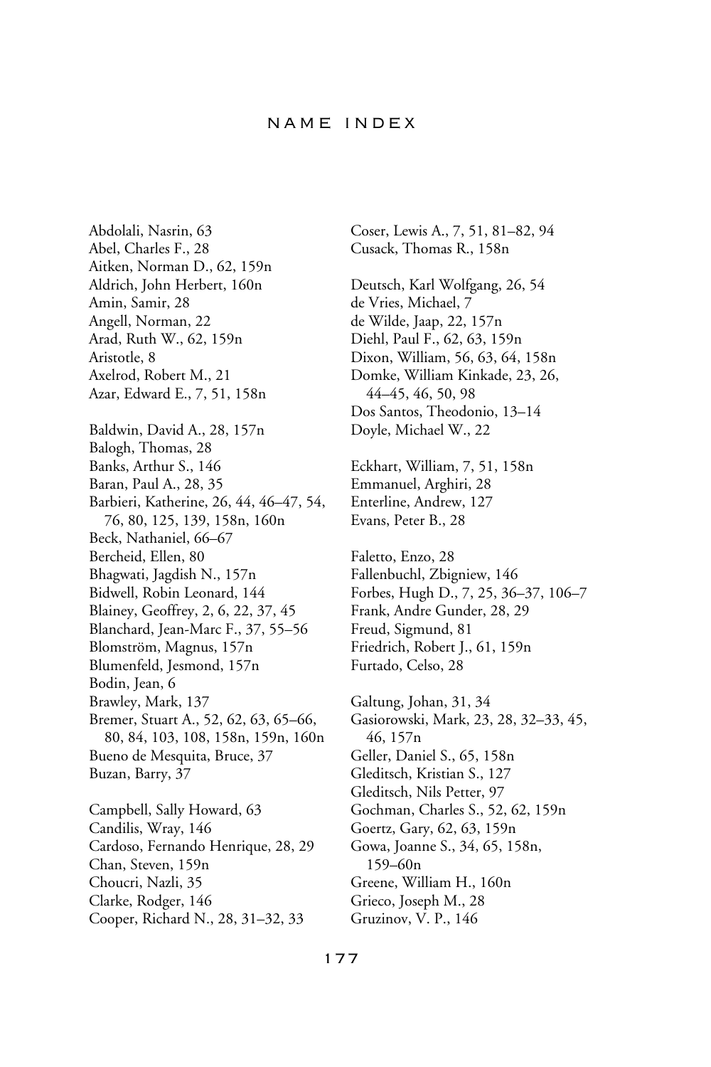# NAME INDEX

Abdolali, Nasrin, 63
Abel, Charles F., 28
Aitken, Norman D., 62, 159n
Aldrich, John Herbert, 160n
Amin, Samir, 28
Angell, Norman, 22
Arad, Ruth W., 62, 159n
Aristotle, 8
Axelrod, Robert M., 21
Azar, Edward E., 7, 51, 158n

Baldwin, David A., 28, 157n
Balogh, Thomas, 28
Banks, Arthur S., 146
Baran, Paul A., 28, 35
Barbieri, Katherine, 26, 44, 46–47, 54, 76, 80, 125, 139, 158n, 160n
Beck, Nathaniel, 66–67
Bercheid, Ellen, 80
Bhagwati, Jagdish N., 157n
Bidwell, Robin Leonard, 144
Blainey, Geoffrey, 2, 6, 22, 37, 45
Blanchard, Jean-Marc F., 37, 55–56
Blomström, Magnus, 157n
Blumenfeld, Jesmond, 157n
Bodin, Jean, 6
Brawley, Mark, 137
Bremer, Stuart A., 52, 62, 63, 65–66, 80, 84, 103, 108, 158n, 159n, 160n
Bueno de Mesquita, Bruce, 37
Buzan, Barry, 37

Campbell, Sally Howard, 63
Candilis, Wray, 146
Cardoso, Fernando Henrique, 28, 29
Chan, Steven, 159n
Choucri, Nazli, 35
Clarke, Rodger, 146
Cooper, Richard N., 28, 31–32, 33
Coser, Lewis A., 7, 51, 81–82, 94
Cusack, Thomas R., 158n

Deutsch, Karl Wolfgang, 26, 54
de Vries, Michael, 7
de Wilde, Jaap, 22, 157n
Diehl, Paul F., 62, 63, 159n
Dixon, William, 56, 63, 64, 158n
Domke, William Kinkade, 23, 26, 44–45, 46, 50, 98
Dos Santos, Theodonio, 13–14
Doyle, Michael W., 22

Eckhart, William, 7, 51, 158n
Emmanuel, Arghiri, 28
Enterline, Andrew, 127
Evans, Peter B., 28

Faletto, Enzo, 28
Fallenbuchl, Zbigniew, 146
Forbes, Hugh D., 7, 25, 36–37, 106–7
Frank, Andre Gunder, 28, 29
Freud, Sigmund, 81
Friedrich, Robert J., 61, 159n
Furtado, Celso, 28

Galtung, Johan, 31, 34
Gasiorowski, Mark, 23, 28, 32–33, 45, 46, 157n
Geller, Daniel S., 65, 158n
Gleditsch, Kristian S., 127
Gleditsch, Nils Petter, 97
Gochman, Charles S., 52, 62, 159n
Goertz, Gary, 62, 63, 159n
Gowa, Joanne S., 34, 65, 158n, 159–60n
Greene, William H., 160n
Grieco, Joseph M., 28
Gruzinov, V. P., 146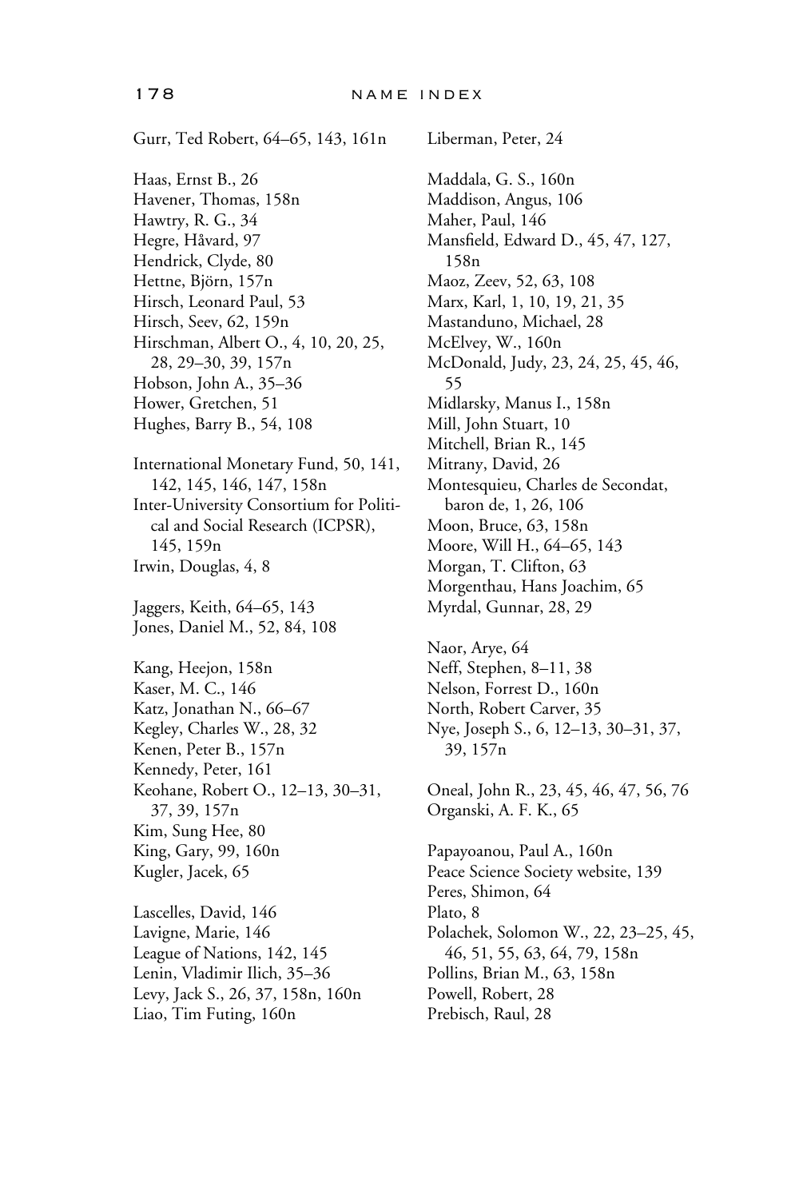Gurr, Ted Robert, 64–65, 143, 161n

Haas, Ernst B., 26
Havener, Thomas, 158n
Hawtry, R. G., 34
Hegre, Håvard, 97
Hendrick, Clyde, 80
Hettne, Björn, 157n
Hirsch, Leonard Paul, 53
Hirsch, Seev, 62, 159n
Hirschman, Albert O., 4, 10, 20, 25, 28, 29–30, 39, 157n
Hobson, John A., 35–36
Hower, Gretchen, 51
Hughes, Barry B., 54, 108

International Monetary Fund, 50, 141, 142, 145, 146, 147, 158n
Inter-University Consortium for Political and Social Research (ICPSR), 145, 159n
Irwin, Douglas, 4, 8

Jaggers, Keith, 64–65, 143
Jones, Daniel M., 52, 84, 108

Kang, Heejon, 158n
Kaser, M. C., 146
Katz, Jonathan N., 66–67
Kegley, Charles W., 28, 32
Kenen, Peter B., 157n
Kennedy, Peter, 161
Keohane, Robert O., 12–13, 30–31, 37, 39, 157n
Kim, Sung Hee, 80
King, Gary, 99, 160n
Kugler, Jacek, 65

Lascelles, David, 146
Lavigne, Marie, 146
League of Nations, 142, 145
Lenin, Vladimir Ilich, 35–36
Levy, Jack S., 26, 37, 158n, 160n
Liao, Tim Futing, 160n
Liberman, Peter, 24

Maddala, G. S., 160n
Maddison, Angus, 106
Maher, Paul, 146
Mansfield, Edward D., 45, 47, 127, 158n
Maoz, Zeev, 52, 63, 108
Marx, Karl, 1, 10, 19, 21, 35
Mastanduno, Michael, 28
McElvey, W., 160n
McDonald, Judy, 23, 24, 25, 45, 46, 55
Midlarsky, Manus I., 158n
Mill, John Stuart, 10
Mitchell, Brian R., 145
Mitrany, David, 26
Montesquieu, Charles de Secondat, baron de, 1, 26, 106
Moon, Bruce, 63, 158n
Moore, Will H., 64–65, 143
Morgan, T. Clifton, 63
Morgenthau, Hans Joachim, 65
Myrdal, Gunnar, 28, 29

Naor, Arye, 64
Neff, Stephen, 8–11, 38
Nelson, Forrest D., 160n
North, Robert Carver, 35
Nye, Joseph S., 6, 12–13, 30–31, 37, 39, 157n

Oneal, John R., 23, 45, 46, 47, 56, 76
Organski, A. F. K., 65

Papayoanou, Paul A., 160n
Peace Science Society website, 139
Peres, Shimon, 64
Plato, 8
Polachek, Solomon W., 22, 23–25, 45, 46, 51, 55, 63, 64, 79, 158n
Pollins, Brian M., 63, 158n
Powell, Robert, 28
Prebisch, Raul, 28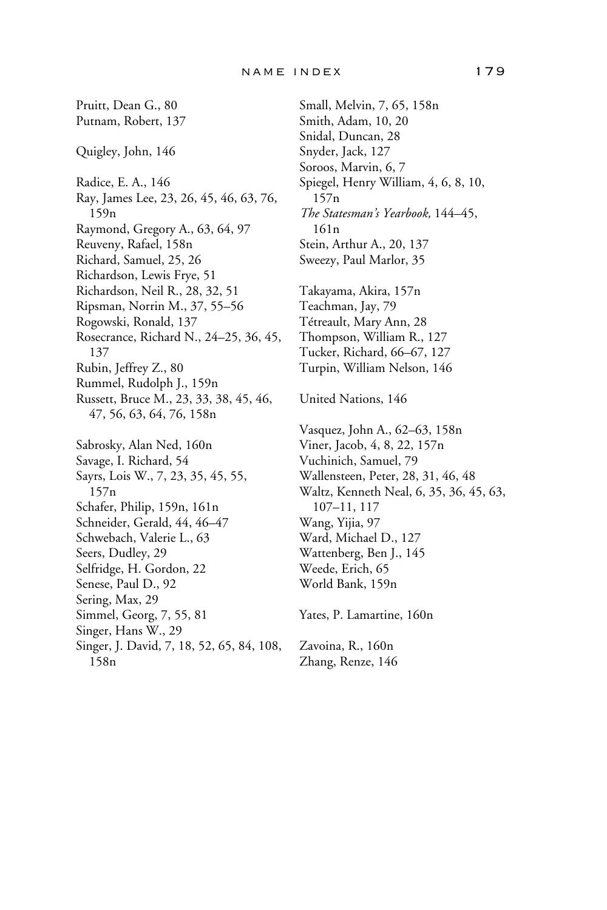Pruitt, Dean G., 80
Putnam, Robert, 137

Quigley, John, 146

Radice, E. A., 146
Ray, James Lee, 23, 26, 45, 46, 63, 76, 159n
Raymond, Gregory A., 63, 64, 97
Reuveny, Rafael, 158n
Richard, Samuel, 25, 26
Richardson, Lewis Frye, 51
Richardson, Neil R., 28, 32, 51
Ripsman, Norrin M., 37, 55–56
Rogowski, Ronald, 137
Rosecrance, Richard N., 24–25, 36, 45, 137
Rubin, Jeffrey Z., 80
Rummel, Rudolph J., 159n
Russett, Bruce M., 23, 33, 38, 45, 46, 47, 56, 63, 64, 76, 158n

Sabrosky, Alan Ned, 160n
Savage, I. Richard, 54
Sayrs, Lois W., 7, 23, 35, 45, 55, 157n
Schafer, Philip, 159n, 161n
Schneider, Gerald, 44, 46–47
Schwebach, Valerie L., 63
Seers, Dudley, 29
Selfridge, H. Gordon, 22
Senese, Paul D., 92
Sering, Max, 29
Simmel, Georg, 7, 55, 81
Singer, Hans W., 29
Singer, J. David, 7, 18, 52, 65, 84, 108, 158n
Small, Melvin, 7, 65, 158n
Smith, Adam, 10, 20
Snidal, Duncan, 28
Snyder, Jack, 127
Soroos, Marvin, 6, 7
Spiegel, Henry William, 4, 6, 8, 10, 157n
*The Statesman's Yearbook,* 144–45, 161n
Stein, Arthur A., 20, 137
Sweezy, Paul Marlor, 35

Takayama, Akira, 157n
Teachman, Jay, 79
Tétreault, Mary Ann, 28
Thompson, William R., 127
Tucker, Richard, 66–67, 127
Turpin, William Nelson, 146

United Nations, 146

Vasquez, John A., 62–63, 158n
Viner, Jacob, 4, 8, 22, 157n
Vuchinich, Samuel, 79
Wallensteen, Peter, 28, 31, 46, 48
Waltz, Kenneth Neal, 6, 35, 36, 45, 63, 107–11, 117
Wang, Yijia, 97
Ward, Michael D., 127
Wattenberg, Ben J., 145
Weede, Erich, 65
World Bank, 159n

Yates, P. Lamartine, 160n

Zavoina, R., 160n
Zhang, Renze, 146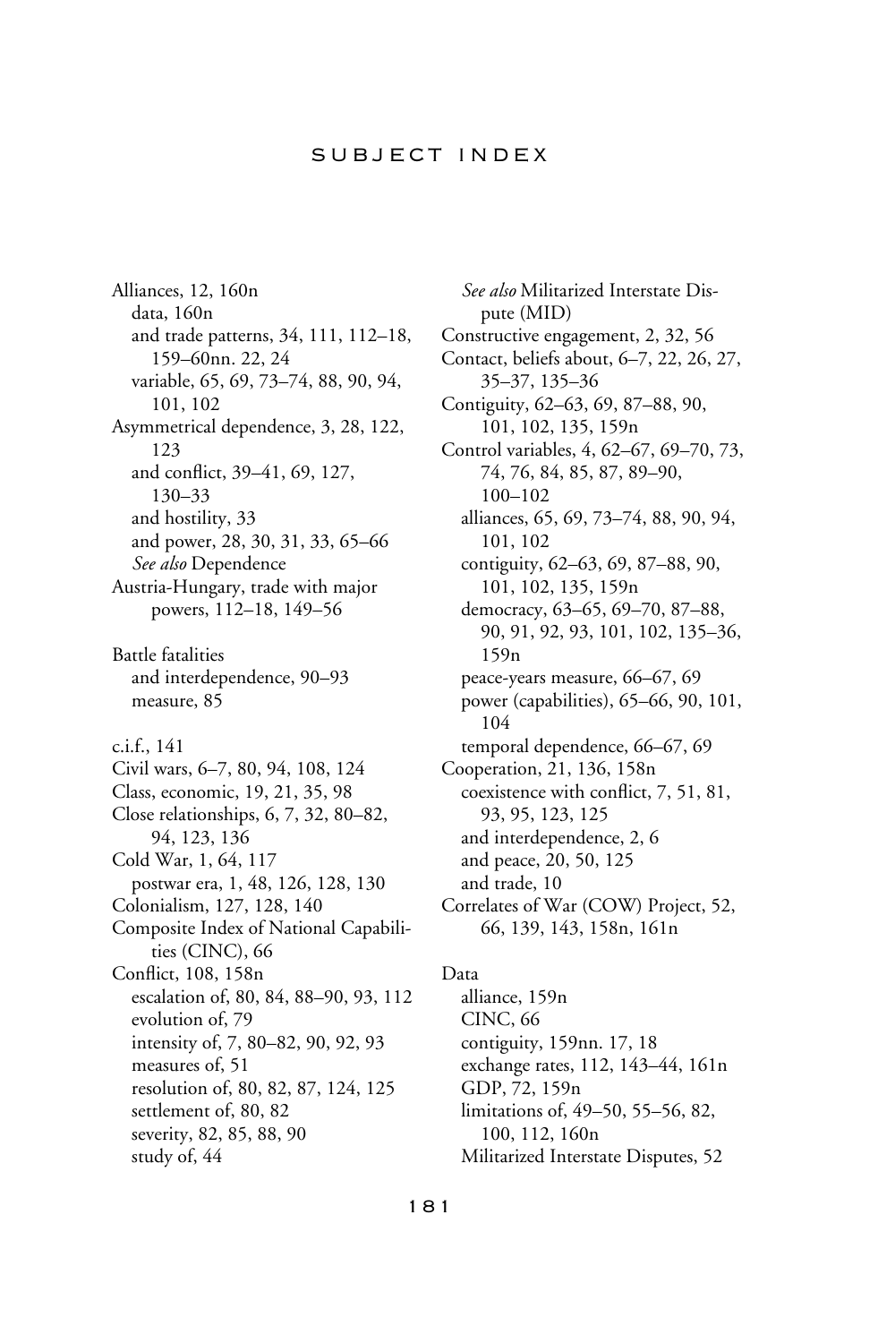# SUBJECT INDEX

Alliances, 12, 160n
- data, 160n
- and trade patterns, 34, 111, 112–18, 159–60nn. 22, 24
- variable, 65, 69, 73–74, 88, 90, 94, 101, 102

Asymmetrical dependence, 3, 28, 122, 123
- and conflict, 39–41, 69, 127, 130–33
- and hostility, 33
- and power, 28, 30, 31, 33, 65–66
- *See also* Dependence

Austria-Hungary, trade with major powers, 112–18, 149–56

Battle fatalities
- and interdependence, 90–93
- measure, 85

c.i.f., 141

Civil wars, 6–7, 80, 94, 108, 124

Class, economic, 19, 21, 35, 98

Close relationships, 6, 7, 32, 80–82, 94, 123, 136

Cold War, 1, 64, 117
- postwar era, 1, 48, 126, 128, 130

Colonialism, 127, 128, 140

Composite Index of National Capabilities (CINC), 66

Conflict, 108, 158n
- escalation of, 80, 84, 88–90, 93, 112
- evolution of, 79
- intensity of, 7, 80–82, 90, 92, 93
- measures of, 51
- resolution of, 80, 82, 87, 124, 125
- settlement of, 80, 82
- severity, 82, 85, 88, 90
- study of, 44
- *See also* Militarized Interstate Dispute (MID)

Constructive engagement, 2, 32, 56

Contact, beliefs about, 6–7, 22, 26, 27, 35–37, 135–36

Contiguity, 62–63, 69, 87–88, 90, 101, 102, 135, 159n

Control variables, 4, 62–67, 69–70, 73, 74, 76, 84, 85, 87, 89–90, 100–102
- alliances, 65, 69, 73–74, 88, 90, 94, 101, 102
- contiguity, 62–63, 69, 87–88, 90, 101, 102, 135, 159n
- democracy, 63–65, 69–70, 87–88, 90, 91, 92, 93, 101, 102, 135–36, 159n
- peace-years measure, 66–67, 69
- power (capabilities), 65–66, 90, 101, 104
- temporal dependence, 66–67, 69

Cooperation, 21, 136, 158n
- coexistence with conflict, 7, 51, 81, 93, 95, 123, 125
- and interdependence, 2, 6
- and peace, 20, 50, 125
- and trade, 10

Correlates of War (COW) Project, 52, 66, 139, 143, 158n, 161n

Data
- alliance, 159n
- CINC, 66
- contiguity, 159nn. 17, 18
- exchange rates, 112, 143–44, 161n
- GDP, 72, 159n
- limitations of, 49–50, 55–56, 82, 100, 112, 160n
- Militarized Interstate Disputes, 52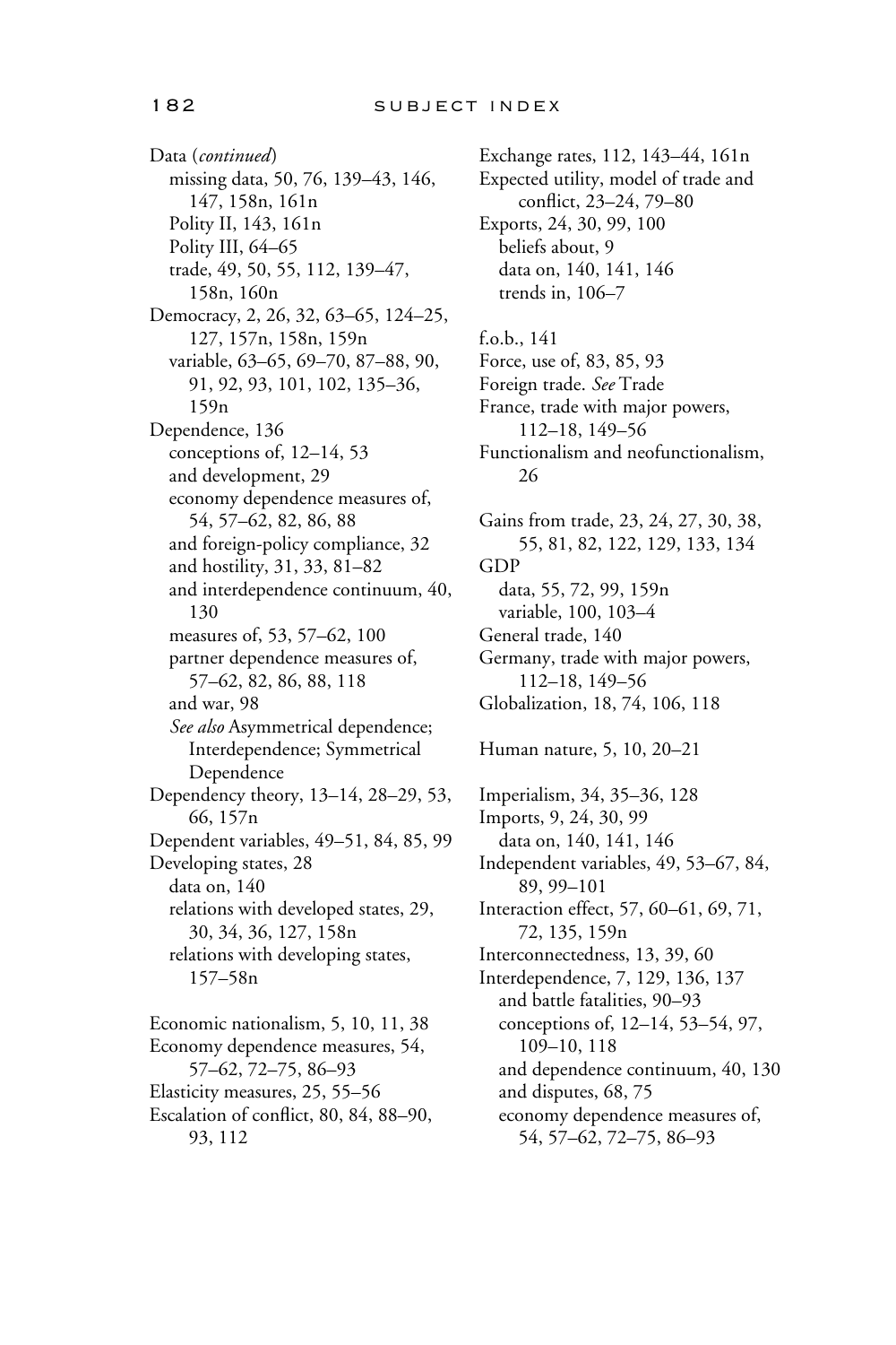Data (*continued*)
- missing data, 50, 76, 139–43, 146, 147, 158n, 161n
- Polity II, 143, 161n
- Polity III, 64–65
- trade, 49, 50, 55, 112, 139–47, 158n, 160n

Democracy, 2, 26, 32, 63–65, 124–25, 127, 157n, 158n, 159n
- variable, 63–65, 69–70, 87–88, 90, 91, 92, 93, 101, 102, 135–36, 159n

Dependence, 136
- conceptions of, 12–14, 53
- and development, 29
- economy dependence measures of, 54, 57–62, 82, 86, 88
- and foreign-policy compliance, 32
- and hostility, 31, 33, 81–82
- and interdependence continuum, 40, 130
- measures of, 53, 57–62, 100
- partner dependence measures of, 57–62, 82, 86, 88, 118
- and war, 98
- *See also* Asymmetrical dependence; Interdependence; Symmetrical Dependence

Dependency theory, 13–14, 28–29, 53, 66, 157n

Dependent variables, 49–51, 84, 85, 99

Developing states, 28
- data on, 140
- relations with developed states, 29, 30, 34, 36, 127, 158n
- relations with developing states, 157–58n

Economic nationalism, 5, 10, 11, 38

Economy dependence measures, 54, 57–62, 72–75, 86–93

Elasticity measures, 25, 55–56

Escalation of conflict, 80, 84, 88–90, 93, 112

Exchange rates, 112, 143–44, 161n

Expected utility, model of trade and conflict, 23–24, 79–80

Exports, 24, 30, 99, 100
- beliefs about, 9
- data on, 140, 141, 146
- trends in, 106–7

f.o.b., 141

Force, use of, 83, 85, 93

Foreign trade. *See* Trade

France, trade with major powers, 112–18, 149–56

Functionalism and neofunctionalism, 26

Gains from trade, 23, 24, 27, 30, 38, 55, 81, 82, 122, 129, 133, 134

GDP
- data, 55, 72, 99, 159n
- variable, 100, 103–4

General trade, 140

Germany, trade with major powers, 112–18, 149–56

Globalization, 18, 74, 106, 118

Human nature, 5, 10, 20–21

Imperialism, 34, 35–36, 128

Imports, 9, 24, 30, 99
- data on, 140, 141, 146

Independent variables, 49, 53–67, 84, 89, 99–101

Interaction effect, 57, 60–61, 69, 71, 72, 135, 159n

Interconnectedness, 13, 39, 60

Interdependence, 7, 129, 136, 137
- and battle fatalities, 90–93
- conceptions of, 12–14, 53–54, 97, 109–10, 118
- and dependence continuum, 40, 130
- and disputes, 68, 75
- economy dependence measures of, 54, 57–62, 72–75, 86–93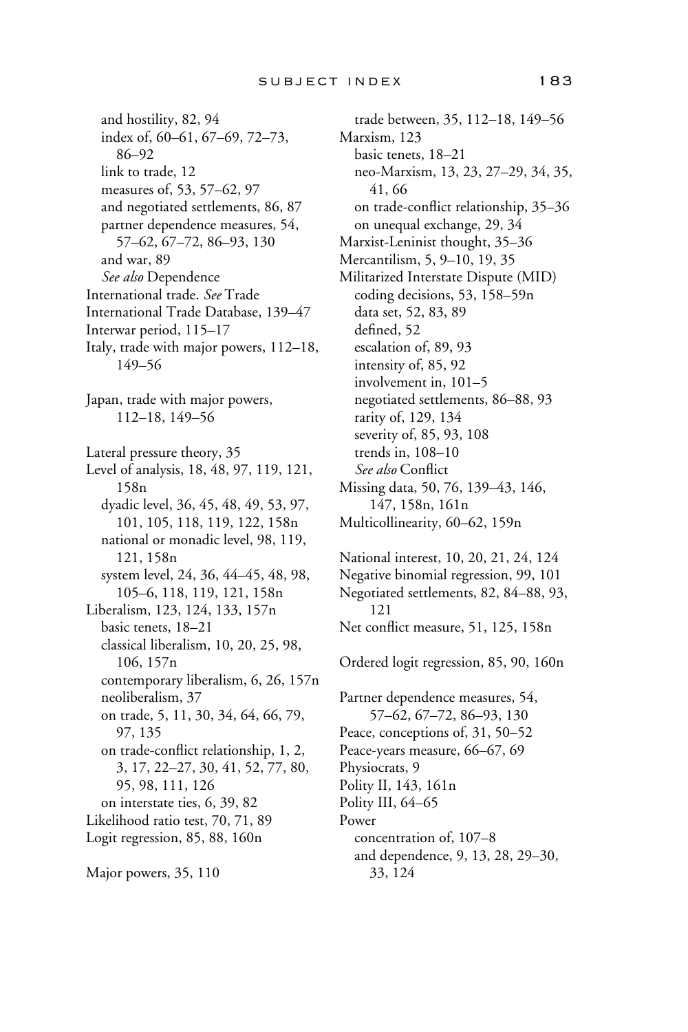and hostility, 82, 94
index of, 60–61, 67–69, 72–73, 86–92
link to trade, 12
measures of, 53, 57–62, 97
and negotiated settlements, 86, 87
partner dependence measures, 54, 57–62, 67–72, 86–93, 130
and war, 89
*See also* Dependence

International trade. *See* Trade
International Trade Database, 139–47
Interwar period, 115–17
Italy, trade with major powers, 112–18, 149–56

Japan, trade with major powers, 112–18, 149–56

Lateral pressure theory, 35
Level of analysis, 18, 48, 97, 119, 121, 158n
dyadic level, 36, 45, 48, 49, 53, 97, 101, 105, 118, 119, 122, 158n
national or monadic level, 98, 119, 121, 158n
system level, 24, 36, 44–45, 48, 98, 105–6, 118, 119, 121, 158n

Liberalism, 123, 124, 133, 157n
basic tenets, 18–21
classical liberalism, 10, 20, 25, 98, 106, 157n
contemporary liberalism, 6, 26, 157n
neoliberalism, 37
on trade, 5, 11, 30, 34, 64, 66, 79, 97, 135
on trade-conflict relationship, 1, 2, 3, 17, 22–27, 30, 41, 52, 77, 80, 95, 98, 111, 126
on interstate ties, 6, 39, 82

Likelihood ratio test, 70, 71, 89
Logit regression, 85, 88, 160n

Major powers, 35, 110
trade between, 35, 112–18, 149–56

Marxism, 123
basic tenets, 18–21
neo-Marxism, 13, 23, 27–29, 34, 35, 41, 66
on trade-conflict relationship, 35–36
on unequal exchange, 29, 34

Marxist-Leninist thought, 35–36
Mercantilism, 5, 9–10, 19, 35
Militarized Interstate Dispute (MID)
coding decisions, 53, 158–59n
data set, 52, 83, 89
defined, 52
escalation of, 89, 93
intensity of, 85, 92
involvement in, 101–5
negotiated settlements, 86–88, 93
rarity of, 129, 134
severity of, 85, 93, 108
trends in, 108–10
*See also* Conflict

Missing data, 50, 76, 139–43, 146, 147, 158n, 161n
Multicollinearity, 60–62, 159n

National interest, 10, 20, 21, 24, 124
Negative binomial regression, 99, 101
Negotiated settlements, 82, 84–88, 93, 121
Net conflict measure, 51, 125, 158n

Ordered logit regression, 85, 90, 160n

Partner dependence measures, 54, 57–62, 67–72, 86–93, 130
Peace, conceptions of, 31, 50–52
Peace-years measure, 66–67, 69
Physiocrats, 9
Polity II, 143, 161n
Polity III, 64–65
Power
concentration of, 107–8
and dependence, 9, 13, 28, 29–30, 33, 124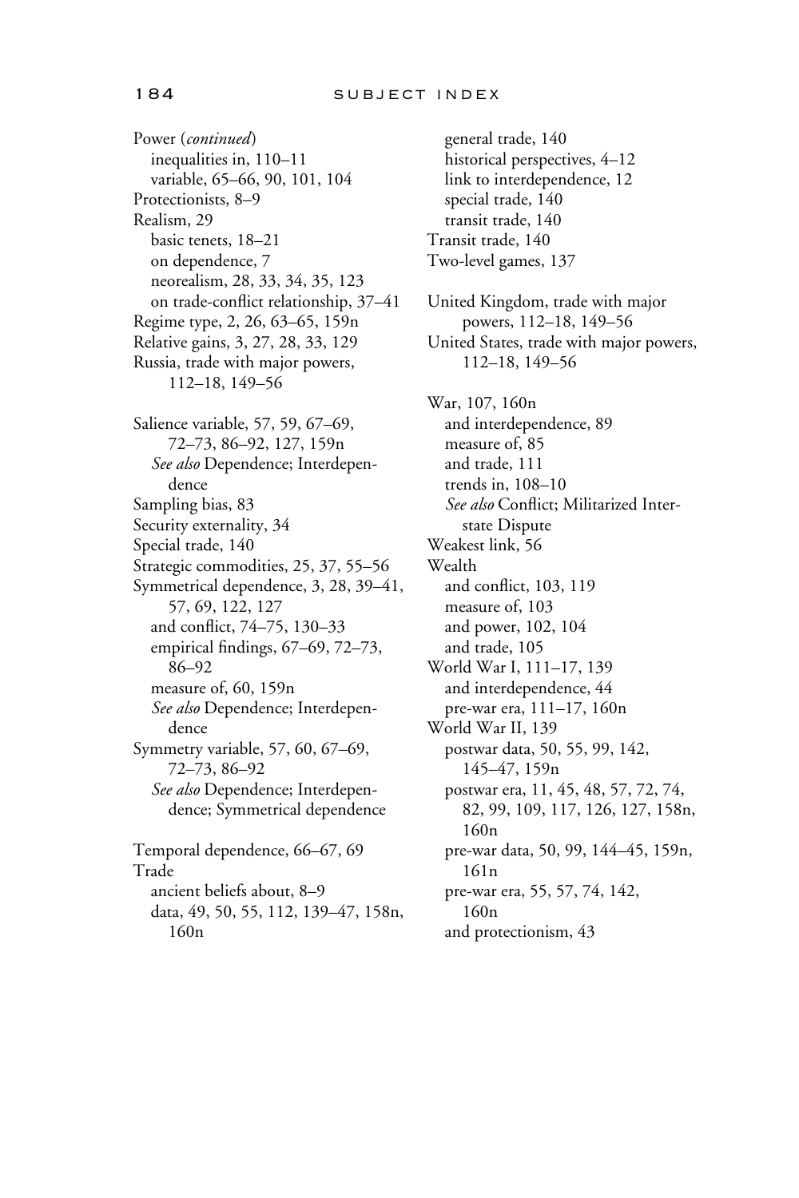Power (*continued*)
  inequalities in, 110–11
  variable, 65–66, 90, 101, 104
Protectionists, 8–9
Realism, 29
  basic tenets, 18–21
  on dependence, 7
  neorealism, 28, 33, 34, 35, 123
  on trade-conflict relationship, 37–41
Regime type, 2, 26, 63–65, 159n
Relative gains, 3, 27, 28, 33, 129
Russia, trade with major powers, 112–18, 149–56

Salience variable, 57, 59, 67–69, 72–73, 86–92, 127, 159n
  *See also* Dependence; Interdependence
Sampling bias, 83
Security externality, 34
Special trade, 140
Strategic commodities, 25, 37, 55–56
Symmetrical dependence, 3, 28, 39–41, 57, 69, 122, 127
  and conflict, 74–75, 130–33
  empirical findings, 67–69, 72–73, 86–92
  measure of, 60, 159n
  *See also* Dependence; Interdependence
Symmetry variable, 57, 60, 67–69, 72–73, 86–92
  *See also* Dependence; Interdependence; Symmetrical dependence

Temporal dependence, 66–67, 69
Trade
  ancient beliefs about, 8–9
  data, 49, 50, 55, 112, 139–47, 158n, 160n
  general trade, 140
  historical perspectives, 4–12
  link to interdependence, 12
  special trade, 140
  transit trade, 140
Transit trade, 140
Two-level games, 137

United Kingdom, trade with major powers, 112–18, 149–56
United States, trade with major powers, 112–18, 149–56

War, 107, 160n
  and interdependence, 89
  measure of, 85
  and trade, 111
  trends in, 108–10
  *See also* Conflict; Militarized Interstate Dispute
Weakest link, 56
Wealth
  and conflict, 103, 119
  measure of, 103
  and power, 102, 104
  and trade, 105
World War I, 111–17, 139
  and interdependence, 44
  pre-war era, 111–17, 160n
World War II, 139
  postwar data, 50, 55, 99, 142, 145–47, 159n
  postwar era, 11, 45, 48, 57, 72, 74, 82, 99, 109, 117, 126, 127, 158n, 160n
  pre-war data, 50, 99, 144–45, 159n, 161n
  pre-war era, 55, 57, 74, 142, 160n
  and protectionism, 43